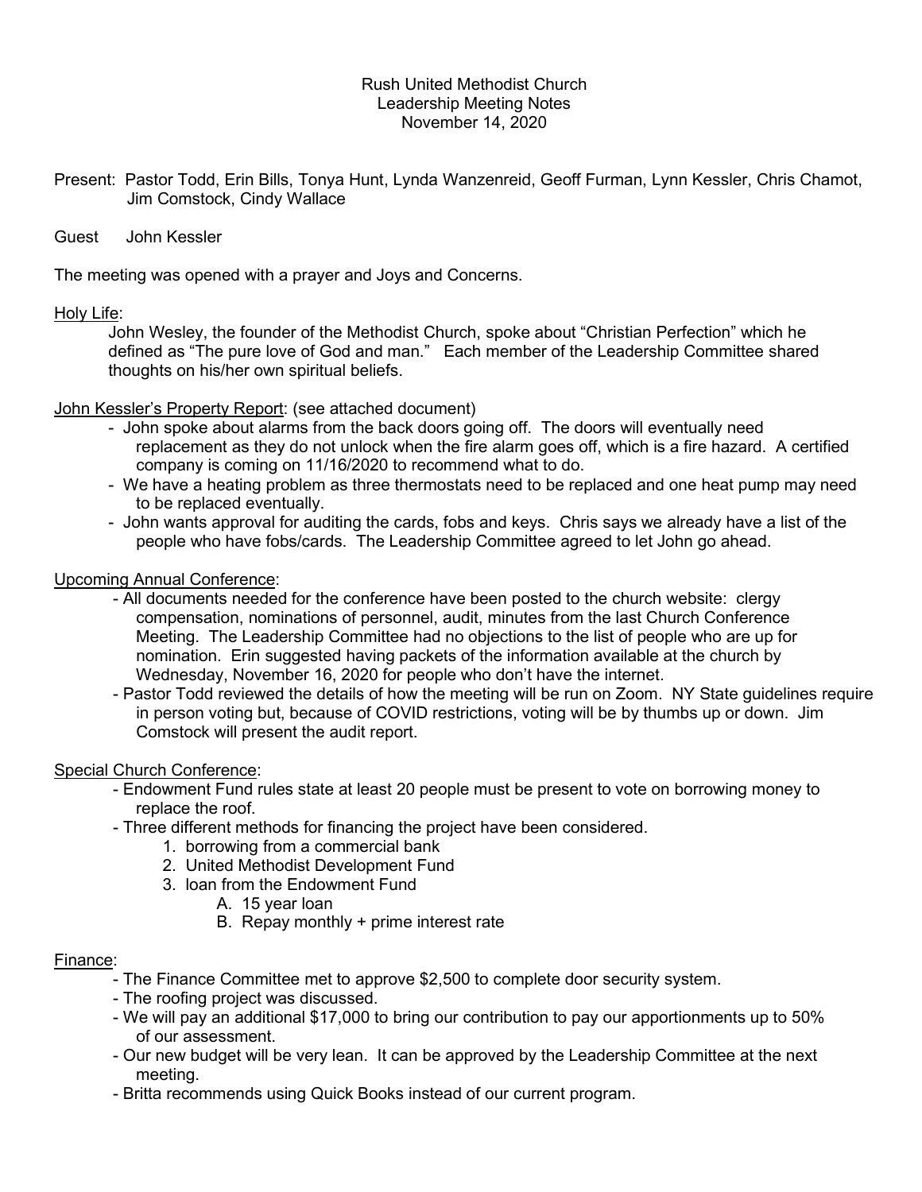Rush United Methodist Church
Leadership Meeting Notes
November 14, 2020

Present: Pastor Todd, Erin Bills, Tonya Hunt, Lynda Wanzenreid, Geoff Furman, Lynn Kessler, Chris Chamot, Jim Comstock, Cindy Wallace

Guest John Kessler

The meeting was opened with a prayer and Joys and Concerns.

<u>Holy Life</u>:

John Wesley, the founder of the Methodist Church, spoke about "Christian Perfection" which he defined as "The pure love of God and man." Each member of the Leadership Committee shared thoughts on his/her own spiritual beliefs.

<u>John Kessler's Property Report</u>: (see attached document)

- John spoke about alarms from the back doors going off. The doors will eventually need replacement as they do not unlock when the fire alarm goes off, which is a fire hazard. A certified company is coming on 11/16/2020 to recommend what to do.
- We have a heating problem as three thermostats need to be replaced and one heat pump may need to be replaced eventually.
- John wants approval for auditing the cards, fobs and keys. Chris says we already have a list of the people who have fobs/cards. The Leadership Committee agreed to let John go ahead.

<u>Upcoming Annual Conference</u>:

- All documents needed for the conference have been posted to the church website: clergy compensation, nominations of personnel, audit, minutes from the last Church Conference Meeting. The Leadership Committee had no objections to the list of people who are up for nomination. Erin suggested having packets of the information available at the church by Wednesday, November 16, 2020 for people who don't have the internet.
- Pastor Todd reviewed the details of how the meeting will be run on Zoom. NY State guidelines require in person voting but, because of COVID restrictions, voting will be by thumbs up or down. Jim Comstock will present the audit report.

<u>Special Church Conference</u>:

- Endowment Fund rules state at least 20 people must be present to vote on borrowing money to replace the roof.
- Three different methods for financing the project have been considered.
  1. borrowing from a commercial bank
  2. United Methodist Development Fund
  3. loan from the Endowment Fund
     A. 15 year loan
     B. Repay monthly + prime interest rate

<u>Finance</u>:

- The Finance Committee met to approve $2,500 to complete door security system.
- The roofing project was discussed.
- We will pay an additional $17,000 to bring our contribution to pay our apportionments up to 50% of our assessment.
- Our new budget will be very lean. It can be approved by the Leadership Committee at the next meeting.
- Britta recommends using Quick Books instead of our current program.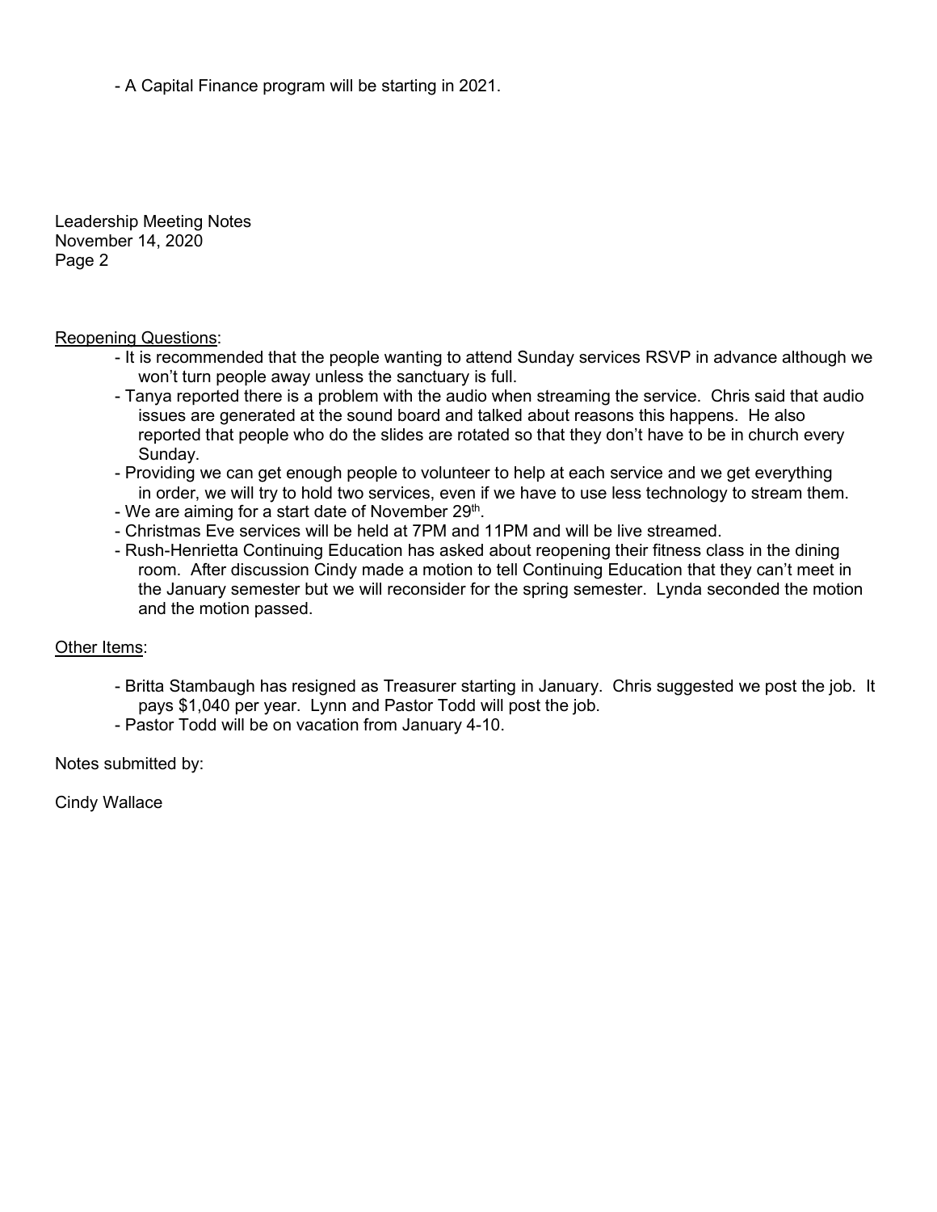- A Capital Finance program will be starting in 2021.

Leadership Meeting Notes
November 14, 2020
Page 2

<u>Reopening Questions</u>:

- It is recommended that the people wanting to attend Sunday services RSVP in advance although we won't turn people away unless the sanctuary is full.
- Tanya reported there is a problem with the audio when streaming the service. Chris said that audio issues are generated at the sound board and talked about reasons this happens. He also reported that people who do the slides are rotated so that they don't have to be in church every Sunday.
- Providing we can get enough people to volunteer to help at each service and we get everything in order, we will try to hold two services, even if we have to use less technology to stream them.
- We are aiming for a start date of November 29th.
- Christmas Eve services will be held at 7PM and 11PM and will be live streamed.
- Rush-Henrietta Continuing Education has asked about reopening their fitness class in the dining room. After discussion Cindy made a motion to tell Continuing Education that they can't meet in the January semester but we will reconsider for the spring semester. Lynda seconded the motion and the motion passed.

<u>Other Items</u>:

- Britta Stambaugh has resigned as Treasurer starting in January. Chris suggested we post the job. It pays $1,040 per year. Lynn and Pastor Todd will post the job.
- Pastor Todd will be on vacation from January 4-10.

Notes submitted by:

Cindy Wallace